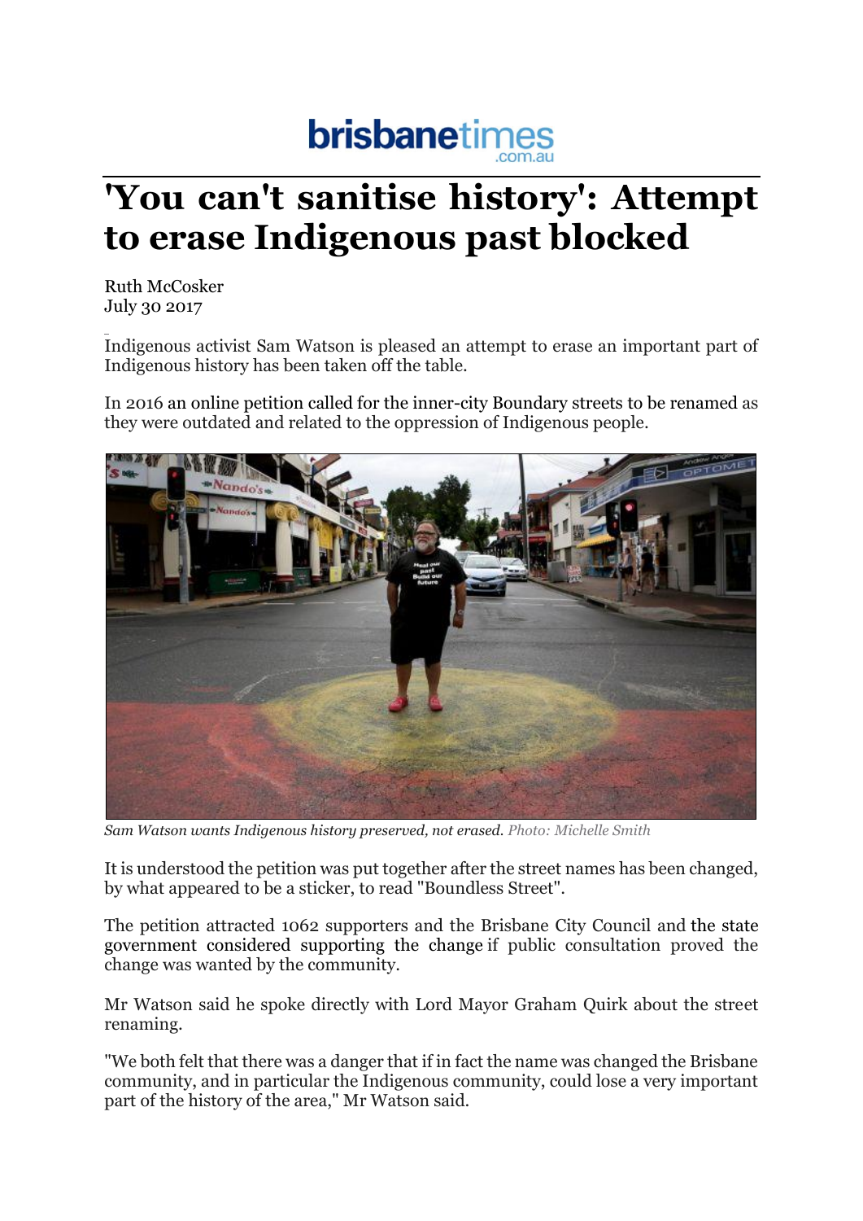brisbanetimes.com.au

# 'You can't sanitise history': Attempt to erase Indigenous past blocked

Ruth McCosker
July 30 2017

Indigenous activist Sam Watson is pleased an attempt to erase an important part of Indigenous history has been taken off the table.

In 2016 an online petition called for the inner-city Boundary streets to be renamed as they were outdated and related to the oppression of Indigenous people.

*Sam Watson wants Indigenous history preserved, not erased.* Photo: Michelle Smith

It is understood the petition was put together after the street names has been changed, by what appeared to be a sticker, to read "Boundless Street".

The petition attracted 1062 supporters and the Brisbane City Council and the state government considered supporting the change if public consultation proved the change was wanted by the community.

Mr Watson said he spoke directly with Lord Mayor Graham Quirk about the street renaming.

"We both felt that there was a danger that if in fact the name was changed the Brisbane community, and in particular the Indigenous community, could lose a very important part of the history of the area," Mr Watson said.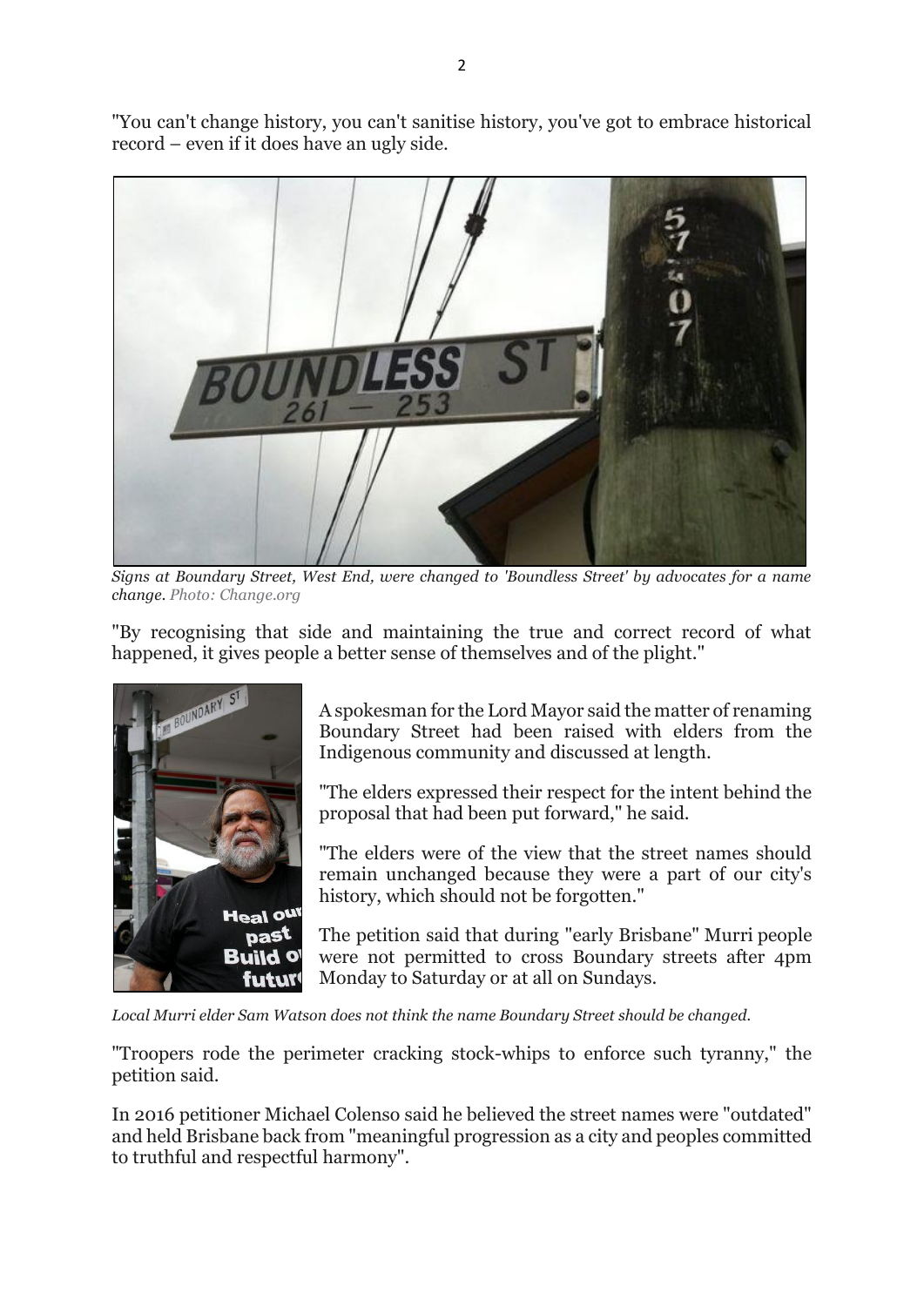"You can't change history, you can't sanitise history, you've got to embrace historical record – even if it does have an ugly side.

*Signs at Boundary Street, West End, were changed to 'Boundless Street' by advocates for a name change. Photo: Change.org*

"By recognising that side and maintaining the true and correct record of what happened, it gives people a better sense of themselves and of the plight."

A spokesman for the Lord Mayor said the matter of renaming Boundary Street had been raised with elders from the Indigenous community and discussed at length.

"The elders expressed their respect for the intent behind the proposal that had been put forward," he said.

"The elders were of the view that the street names should remain unchanged because they were a part of our city's history, which should not be forgotten."

The petition said that during "early Brisbane" Murri people were not permitted to cross Boundary streets after 4pm Monday to Saturday or at all on Sundays.

*Local Murri elder Sam Watson does not think the name Boundary Street should be changed.*

"Troopers rode the perimeter cracking stock-whips to enforce such tyranny," the petition said.

In 2016 petitioner Michael Colenso said he believed the street names were "outdated" and held Brisbane back from "meaningful progression as a city and peoples committed to truthful and respectful harmony".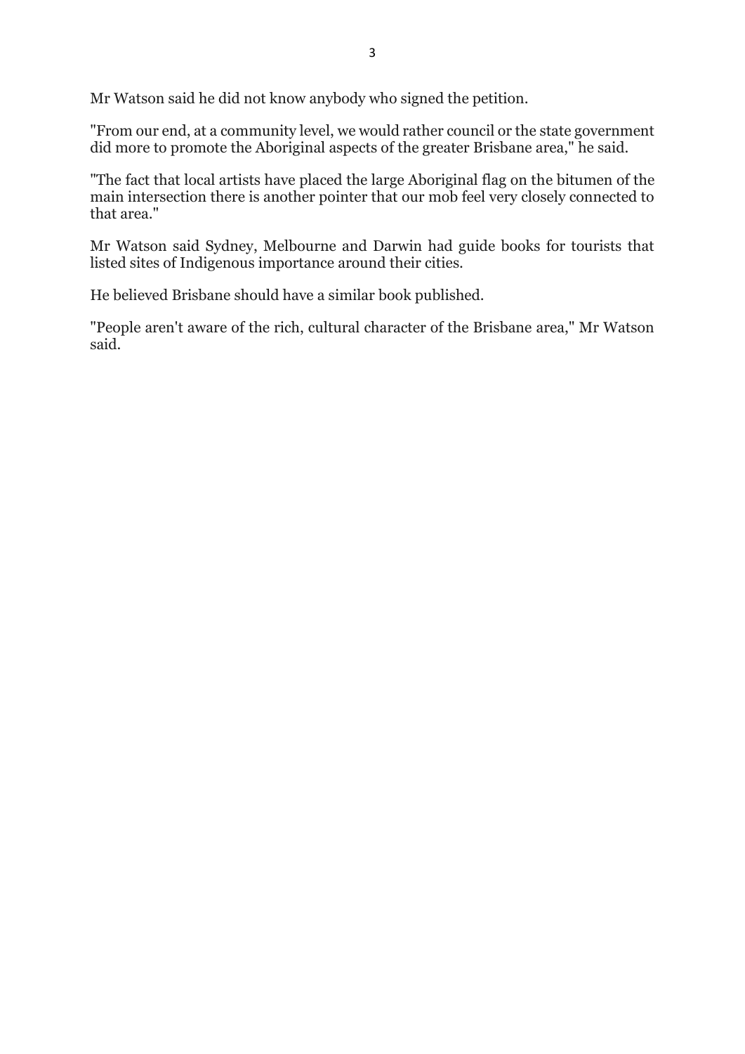Mr Watson said he did not know anybody who signed the petition.

"From our end, at a community level, we would rather council or the state government did more to promote the Aboriginal aspects of the greater Brisbane area," he said.

"The fact that local artists have placed the large Aboriginal flag on the bitumen of the main intersection there is another pointer that our mob feel very closely connected to that area."

Mr Watson said Sydney, Melbourne and Darwin had guide books for tourists that listed sites of Indigenous importance around their cities.

He believed Brisbane should have a similar book published.

"People aren't aware of the rich, cultural character of the Brisbane area," Mr Watson said.